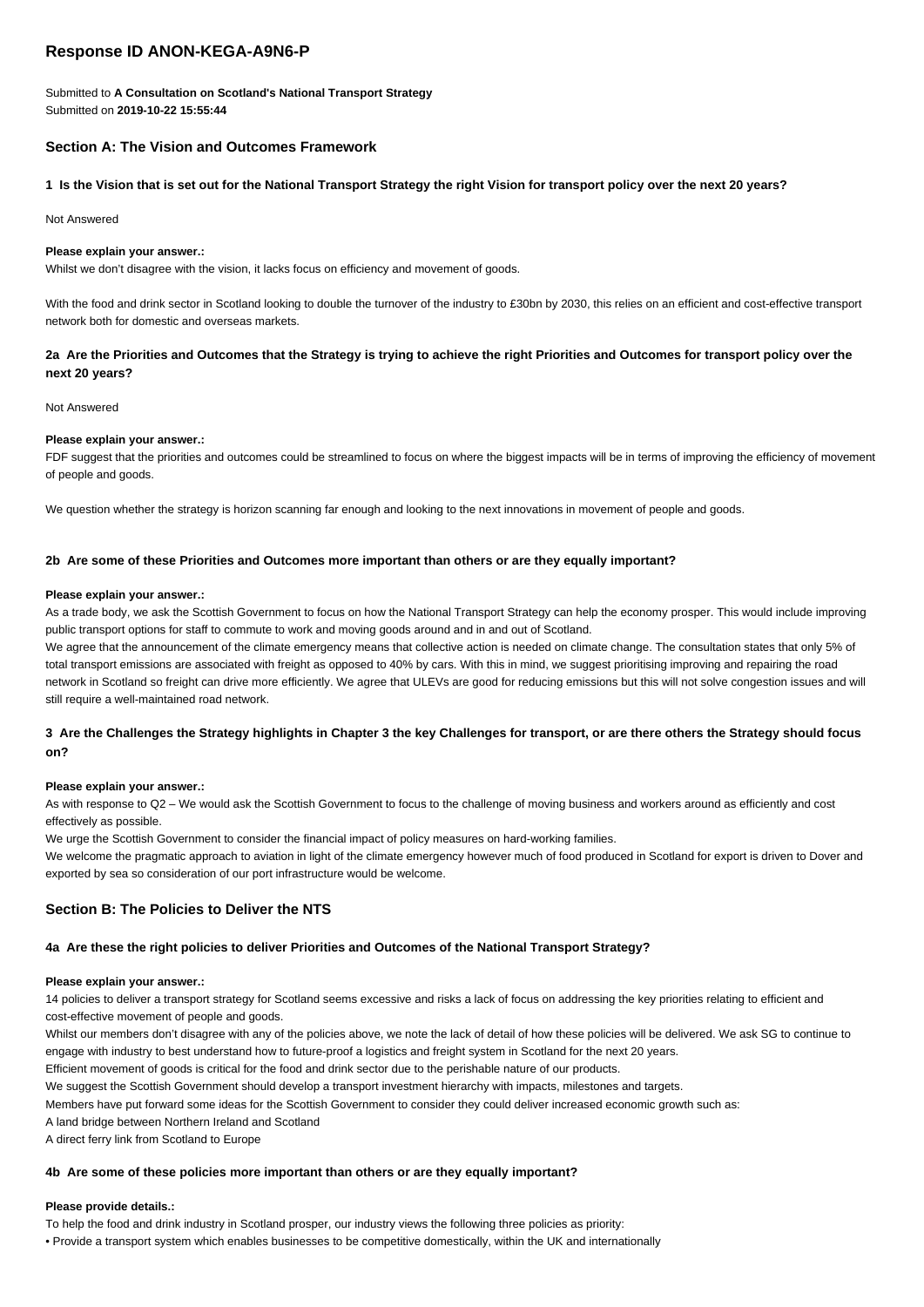# Response ID ANON-KEGA-A9N6-P

Submitted to **A Consultation on Scotland's National Transport Strategy**
Submitted on **2019-10-22 15:55:44**

## Section A: The Vision and Outcomes Framework

### 1 Is the Vision that is set out for the National Transport Strategy the right Vision for transport policy over the next 20 years?

Not Answered

**Please explain your answer.:**

Whilst we don't disagree with the vision, it lacks focus on efficiency and movement of goods.

With the food and drink sector in Scotland looking to double the turnover of the industry to £30bn by 2030, this relies on an efficient and cost-effective transport network both for domestic and overseas markets.

### 2a Are the Priorities and Outcomes that the Strategy is trying to achieve the right Priorities and Outcomes for transport policy over the next 20 years?

Not Answered

**Please explain your answer.:**

FDF suggest that the priorities and outcomes could be streamlined to focus on where the biggest impacts will be in terms of improving the efficiency of movement of people and goods.

We question whether the strategy is horizon scanning far enough and looking to the next innovations in movement of people and goods.

### 2b Are some of these Priorities and Outcomes more important than others or are they equally important?

**Please explain your answer.:**

As a trade body, we ask the Scottish Government to focus on how the National Transport Strategy can help the economy prosper. This would include improving public transport options for staff to commute to work and moving goods around and in and out of Scotland.

We agree that the announcement of the climate emergency means that collective action is needed on climate change. The consultation states that only 5% of total transport emissions are associated with freight as opposed to 40% by cars. With this in mind, we suggest prioritising improving and repairing the road network in Scotland so freight can drive more efficiently. We agree that ULEVs are good for reducing emissions but this will not solve congestion issues and will still require a well-maintained road network.

### 3 Are the Challenges the Strategy highlights in Chapter 3 the key Challenges for transport, or are there others the Strategy should focus on?

**Please explain your answer.:**

As with response to Q2 – We would ask the Scottish Government to focus to the challenge of moving business and workers around as efficiently and cost effectively as possible.

We urge the Scottish Government to consider the financial impact of policy measures on hard-working families.

We welcome the pragmatic approach to aviation in light of the climate emergency however much of food produced in Scotland for export is driven to Dover and exported by sea so consideration of our port infrastructure would be welcome.

## Section B: The Policies to Deliver the NTS

### 4a Are these the right policies to deliver Priorities and Outcomes of the National Transport Strategy?

**Please explain your answer.:**

14 policies to deliver a transport strategy for Scotland seems excessive and risks a lack of focus on addressing the key priorities relating to efficient and cost-effective movement of people and goods.

Whilst our members don't disagree with any of the policies above, we note the lack of detail of how these policies will be delivered. We ask SG to continue to engage with industry to best understand how to future-proof a logistics and freight system in Scotland for the next 20 years.

Efficient movement of goods is critical for the food and drink sector due to the perishable nature of our products.

We suggest the Scottish Government should develop a transport investment hierarchy with impacts, milestones and targets.

Members have put forward some ideas for the Scottish Government to consider they could deliver increased economic growth such as:

A land bridge between Northern Ireland and Scotland

A direct ferry link from Scotland to Europe

### 4b Are some of these policies more important than others or are they equally important?

**Please provide details.:**

To help the food and drink industry in Scotland prosper, our industry views the following three policies as priority:

- Provide a transport system which enables businesses to be competitive domestically, within the UK and internationally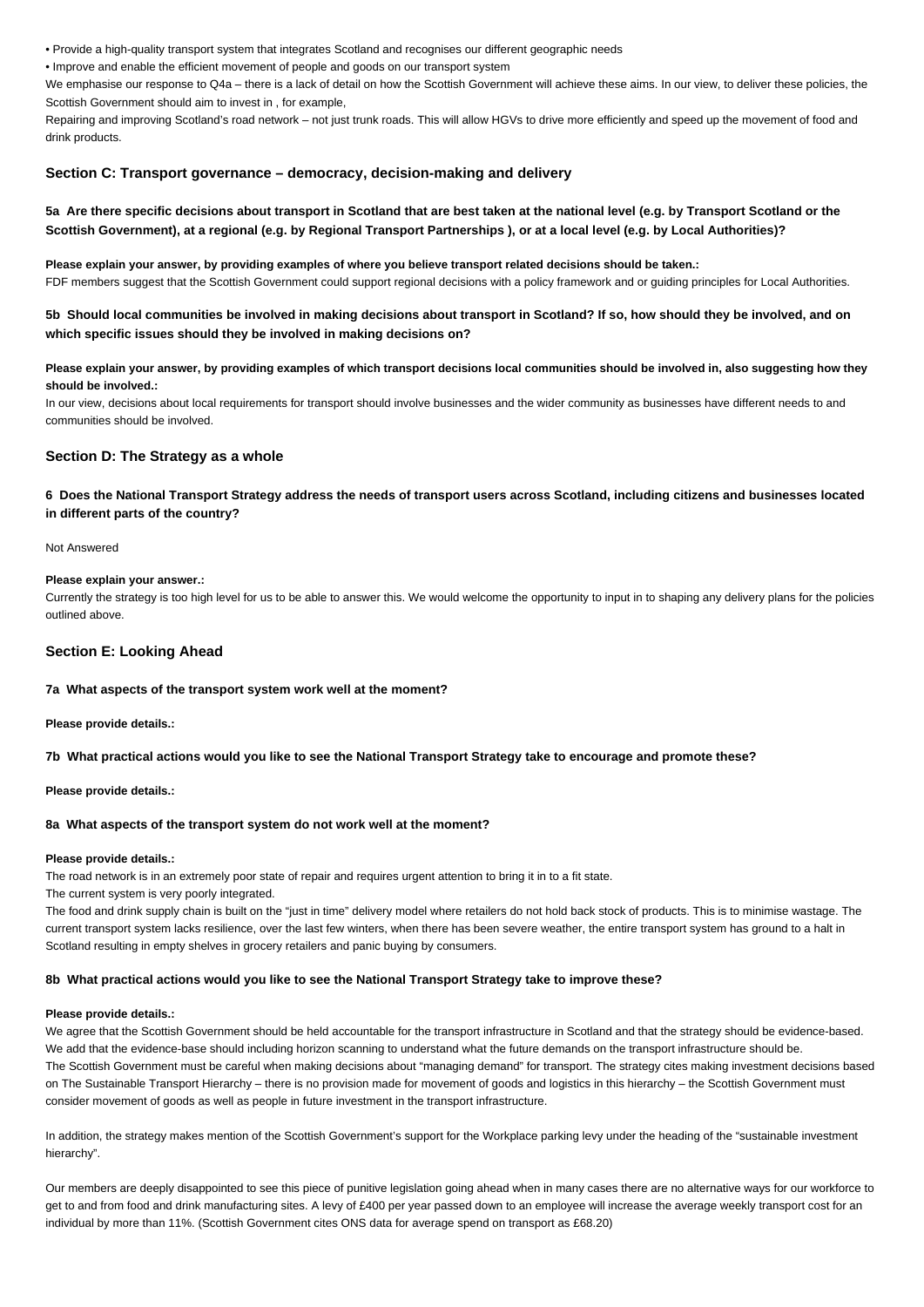- Provide a high-quality transport system that integrates Scotland and recognises our different geographic needs
- Improve and enable the efficient movement of people and goods on our transport system

We emphasise our response to Q4a – there is a lack of detail on how the Scottish Government will achieve these aims. In our view, to deliver these policies, the Scottish Government should aim to invest in , for example,

Repairing and improving Scotland's road network – not just trunk roads. This will allow HGVs to drive more efficiently and speed up the movement of food and drink products.

## Section C: Transport governance – democracy, decision-making and delivery

### 5a Are there specific decisions about transport in Scotland that are best taken at the national level (e.g. by Transport Scotland or the Scottish Government), at a regional (e.g. by Regional Transport Partnerships ), or at a local level (e.g. by Local Authorities)?

**Please explain your answer, by providing examples of where you believe transport related decisions should be taken.:**

FDF members suggest that the Scottish Government could support regional decisions with a policy framework and or guiding principles for Local Authorities.

### 5b Should local communities be involved in making decisions about transport in Scotland? If so, how should they be involved, and on which specific issues should they be involved in making decisions on?

**Please explain your answer, by providing examples of which transport decisions local communities should be involved in, also suggesting how they should be involved.:**

In our view, decisions about local requirements for transport should involve businesses and the wider community as businesses have different needs to and communities should be involved.

## Section D: The Strategy as a whole

### 6 Does the National Transport Strategy address the needs of transport users across Scotland, including citizens and businesses located in different parts of the country?

Not Answered

**Please explain your answer.:**

Currently the strategy is too high level for us to be able to answer this. We would welcome the opportunity to input in to shaping any delivery plans for the policies outlined above.

## Section E: Looking Ahead

**7a What aspects of the transport system work well at the moment?**

**Please provide details.:**

**7b What practical actions would you like to see the National Transport Strategy take to encourage and promote these?**

**Please provide details.:**

**8a What aspects of the transport system do not work well at the moment?**

**Please provide details.:**

The road network is in an extremely poor state of repair and requires urgent attention to bring it in to a fit state.

The current system is very poorly integrated.

The food and drink supply chain is built on the "just in time" delivery model where retailers do not hold back stock of products. This is to minimise wastage. The current transport system lacks resilience, over the last few winters, when there has been severe weather, the entire transport system has ground to a halt in Scotland resulting in empty shelves in grocery retailers and panic buying by consumers.

**8b What practical actions would you like to see the National Transport Strategy take to improve these?**

**Please provide details.:**

We agree that the Scottish Government should be held accountable for the transport infrastructure in Scotland and that the strategy should be evidence-based. We add that the evidence-base should including horizon scanning to understand what the future demands on the transport infrastructure should be.

The Scottish Government must be careful when making decisions about "managing demand" for transport. The strategy cites making investment decisions based on The Sustainable Transport Hierarchy – there is no provision made for movement of goods and logistics in this hierarchy – the Scottish Government must consider movement of goods as well as people in future investment in the transport infrastructure.

In addition, the strategy makes mention of the Scottish Government's support for the Workplace parking levy under the heading of the "sustainable investment hierarchy".

Our members are deeply disappointed to see this piece of punitive legislation going ahead when in many cases there are no alternative ways for our workforce to get to and from food and drink manufacturing sites. A levy of £400 per year passed down to an employee will increase the average weekly transport cost for an individual by more than 11%. (Scottish Government cites ONS data for average spend on transport as £68.20)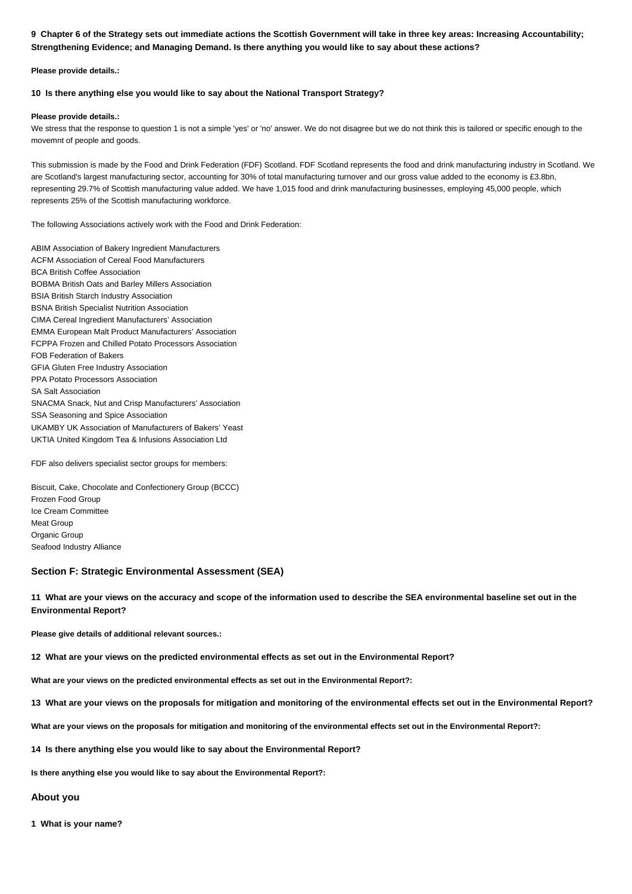**9 Chapter 6 of the Strategy sets out immediate actions the Scottish Government will take in three key areas: Increasing Accountability; Strengthening Evidence; and Managing Demand. Is there anything you would like to say about these actions?**

**Please provide details.:**

**10 Is there anything else you would like to say about the National Transport Strategy?**

**Please provide details.:**

We stress that the response to question 1 is not a simple 'yes' or 'no' answer. We do not disagree but we do not think this is tailored or specific enough to the movemnt of people and goods.

This submission is made by the Food and Drink Federation (FDF) Scotland. FDF Scotland represents the food and drink manufacturing industry in Scotland. We are Scotland's largest manufacturing sector, accounting for 30% of total manufacturing turnover and our gross value added to the economy is £3.8bn, representing 29.7% of Scottish manufacturing value added. We have 1,015 food and drink manufacturing businesses, employing 45,000 people, which represents 25% of the Scottish manufacturing workforce.

The following Associations actively work with the Food and Drink Federation:

ABIM Association of Bakery Ingredient Manufacturers
ACFM Association of Cereal Food Manufacturers
BCA British Coffee Association
BOBMA British Oats and Barley Millers Association
BSIA British Starch Industry Association
BSNA British Specialist Nutrition Association
CIMA Cereal Ingredient Manufacturers' Association
EMMA European Malt Product Manufacturers' Association
FCPPA Frozen and Chilled Potato Processors Association
FOB Federation of Bakers
GFIA Gluten Free Industry Association
PPA Potato Processors Association
SA Salt Association
SNACMA Snack, Nut and Crisp Manufacturers' Association
SSA Seasoning and Spice Association
UKAMBY UK Association of Manufacturers of Bakers' Yeast
UKTIA United Kingdom Tea & Infusions Association Ltd

FDF also delivers specialist sector groups for members:

Biscuit, Cake, Chocolate and Confectionery Group (BCCC)
Frozen Food Group
Ice Cream Committee
Meat Group
Organic Group
Seafood Industry Alliance

## Section F: Strategic Environmental Assessment (SEA)

**11 What are your views on the accuracy and scope of the information used to describe the SEA environmental baseline set out in the Environmental Report?**

**Please give details of additional relevant sources.:**

**12 What are your views on the predicted environmental effects as set out in the Environmental Report?**

**What are your views on the predicted environmental effects as set out in the Environmental Report?:**

**13 What are your views on the proposals for mitigation and monitoring of the environmental effects set out in the Environmental Report?**

**What are your views on the proposals for mitigation and monitoring of the environmental effects set out in the Environmental Report?:**

**14 Is there anything else you would like to say about the Environmental Report?**

**Is there anything else you would like to say about the Environmental Report?:**

## About you

**1 What is your name?**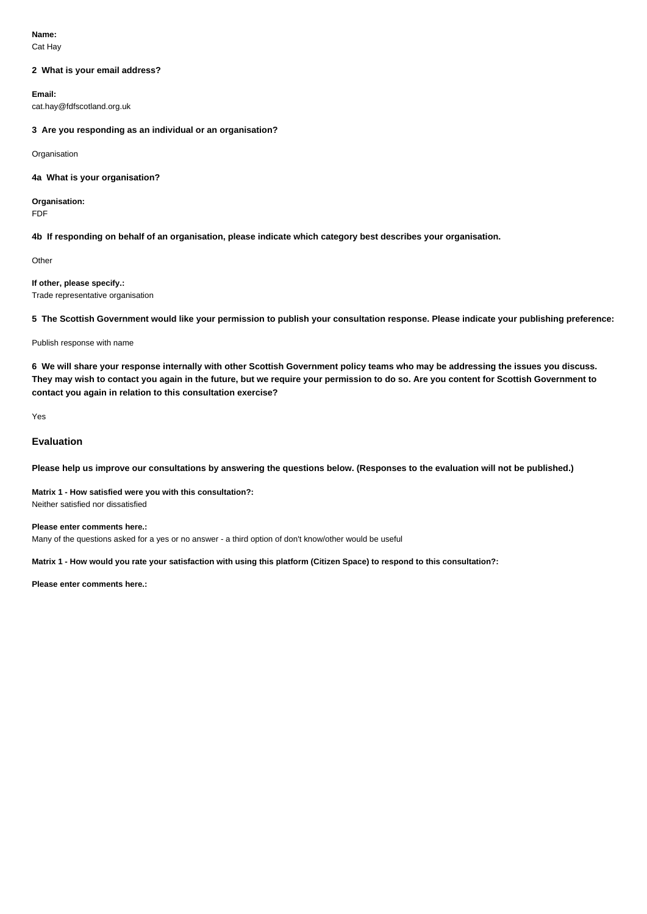**Name:**
Cat Hay

**2 What is your email address?**

**Email:**
cat.hay@fdfscotland.org.uk

**3 Are you responding as an individual or an organisation?**

Organisation

**4a What is your organisation?**

**Organisation:**
FDF

**4b If responding on behalf of an organisation, please indicate which category best describes your organisation.**

Other

**If other, please specify.:**
Trade representative organisation

**5 The Scottish Government would like your permission to publish your consultation response. Please indicate your publishing preference:**

Publish response with name

**6 We will share your response internally with other Scottish Government policy teams who may be addressing the issues you discuss. They may wish to contact you again in the future, but we require your permission to do so. Are you content for Scottish Government to contact you again in relation to this consultation exercise?**

Yes

### Evaluation

**Please help us improve our consultations by answering the questions below. (Responses to the evaluation will not be published.)**

**Matrix 1 - How satisfied were you with this consultation?:**
Neither satisfied nor dissatisfied

**Please enter comments here.:**
Many of the questions asked for a yes or no answer - a third option of don't know/other would be useful

**Matrix 1 - How would you rate your satisfaction with using this platform (Citizen Space) to respond to this consultation?:**

**Please enter comments here.:**